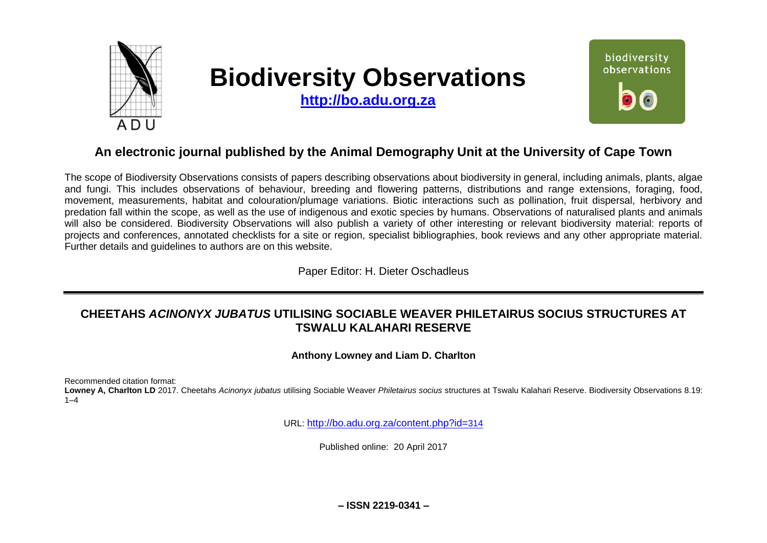# Biodiversity Observations

**http://bo.adu.org.za**

## An electronic journal published by the Animal Demography Unit at the University of Cape Town

The scope of Biodiversity Observations consists of papers describing observations about biodiversity in general, including animals, plants, algae and fungi. This includes observations of behaviour, breeding and flowering patterns, distributions and range extensions, foraging, food, movement, measurements, habitat and colouration/plumage variations. Biotic interactions such as pollination, fruit dispersal, herbivory and predation fall within the scope, as well as the use of indigenous and exotic species by humans. Observations of naturalised plants and animals will also be considered. Biodiversity Observations will also publish a variety of other interesting or relevant biodiversity material: reports of projects and conferences, annotated checklists for a site or region, specialist bibliographies, book reviews and any other appropriate material. Further details and guidelines to authors are on this website.

Paper Editor: H. Dieter Oschadleus

---

## CHEETAHS *ACINONYX JUBATUS* UTILISING SOCIABLE WEAVER PHILETAIRUS SOCIUS STRUCTURES AT TSWALU KALAHARI RESERVE

**Anthony Lowney and Liam D. Charlton**

Recommended citation format:
**Lowney A, Charlton LD** 2017. Cheetahs *Acinonyx jubatus* utilising Sociable Weaver *Philetairus socius* structures at Tswalu Kalahari Reserve. Biodiversity Observations 8.19: 1–4

URL: http://bo.adu.org.za/content.php?id=314

Published online: 20 April 2017

**– ISSN 2219-0341 –**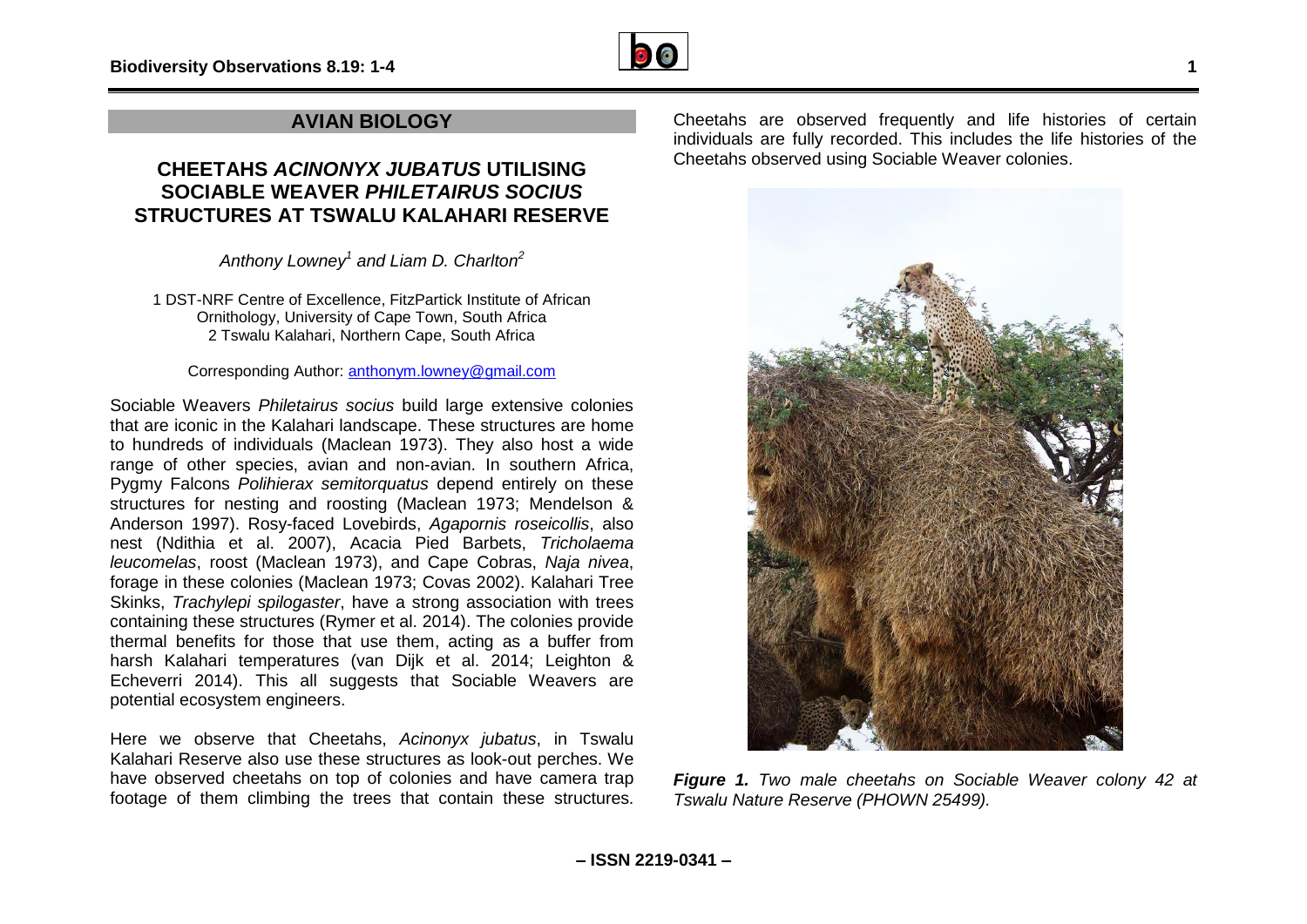## AVIAN BIOLOGY

# CHEETAHS *ACINONYX JUBATUS* UTILISING SOCIABLE WEAVER *PHILETAIRUS SOCIUS* STRUCTURES AT TSWALU KALAHARI RESERVE

*Anthony Lowney[1] and Liam D. Charlton[2]*

1 DST-NRF Centre of Excellence, FitzPartick Institute of African Ornithology, University of Cape Town, South Africa
2 Tswalu Kalahari, Northern Cape, South Africa

Corresponding Author: anthonym.lowney@gmail.com

Sociable Weavers *Philetairus socius* build large extensive colonies that are iconic in the Kalahari landscape. These structures are home to hundreds of individuals (Maclean 1973). They also host a wide range of other species, avian and non-avian. In southern Africa, Pygmy Falcons *Polihierax semitorquatus* depend entirely on these structures for nesting and roosting (Maclean 1973; Mendelson & Anderson 1997). Rosy-faced Lovebirds, *Agapornis roseicollis*, also nest (Ndithia et al. 2007), Acacia Pied Barbets, *Tricholaema leucomelas*, roost (Maclean 1973), and Cape Cobras, *Naja nivea*, forage in these colonies (Maclean 1973; Covas 2002). Kalahari Tree Skinks, *Trachylepi spilogaster*, have a strong association with trees containing these structures (Rymer et al. 2014). The colonies provide thermal benefits for those that use them, acting as a buffer from harsh Kalahari temperatures (van Dijk et al. 2014; Leighton & Echeverri 2014). This all suggests that Sociable Weavers are potential ecosystem engineers.

Here we observe that Cheetahs, *Acinonyx jubatus*, in Tswalu Kalahari Reserve also use these structures as look-out perches. We have observed cheetahs on top of colonies and have camera trap footage of them climbing the trees that contain these structures. Cheetahs are observed frequently and life histories of certain individuals are fully recorded. This includes the life histories of the Cheetahs observed using Sociable Weaver colonies.

***Figure 1.*** *Two male cheetahs on Sociable Weaver colony 42 at Tswalu Nature Reserve (PHOWN 25499).*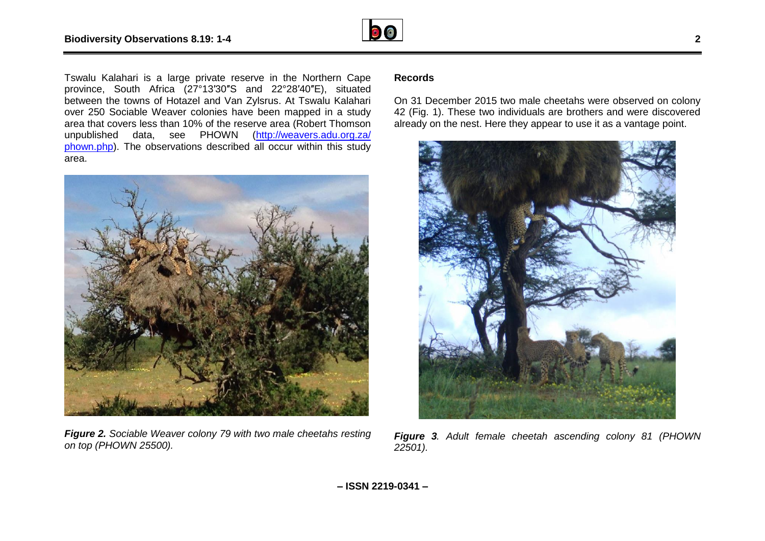Tswalu Kalahari is a large private reserve in the Northern Cape province, South Africa (27°13′30″S and 22°28′40″E), situated between the towns of Hotazel and Van Zylsrus. At Tswalu Kalahari over 250 Sociable Weaver colonies have been mapped in a study area that covers less than 10% of the reserve area (Robert Thomson unpublished data, see PHOWN (http://weavers.adu.org.za/phown.php). The observations described all occur within this study area.

***Figure 2.*** *Sociable Weaver colony 79 with two male cheetahs resting on top (PHOWN 25500).*

## Records

On 31 December 2015 two male cheetahs were observed on colony 42 (Fig. 1). These two individuals are brothers and were discovered already on the nest. Here they appear to use it as a vantage point.

***Figure 3****. Adult female cheetah ascending colony 81 (PHOWN 22501).*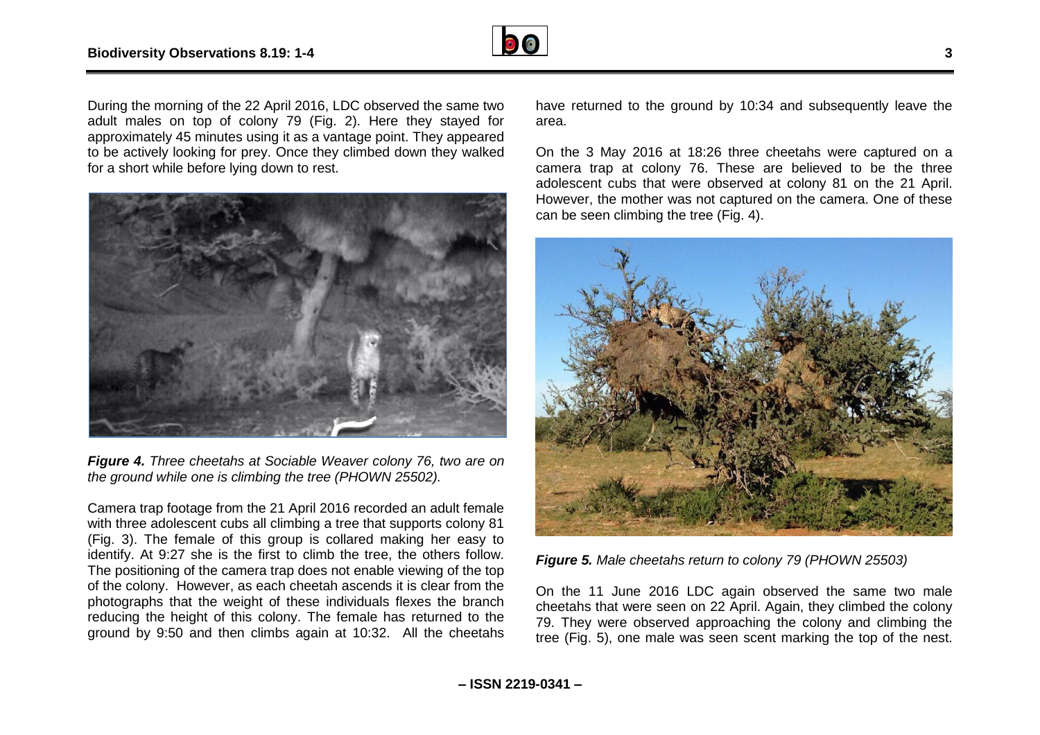During the morning of the 22 April 2016, LDC observed the same two adult males on top of colony 79 (Fig. 2). Here they stayed for approximately 45 minutes using it as a vantage point. They appeared to be actively looking for prey. Once they climbed down they walked for a short while before lying down to rest.

***Figure 4.*** *Three cheetahs at Sociable Weaver colony 76, two are on the ground while one is climbing the tree (PHOWN 25502).*

Camera trap footage from the 21 April 2016 recorded an adult female with three adolescent cubs all climbing a tree that supports colony 81 (Fig. 3). The female of this group is collared making her easy to identify. At 9:27 she is the first to climb the tree, the others follow. The positioning of the camera trap does not enable viewing of the top of the colony. However, as each cheetah ascends it is clear from the photographs that the weight of these individuals flexes the branch reducing the height of this colony. The female has returned to the ground by 9:50 and then climbs again at 10:32. All the cheetahs have returned to the ground by 10:34 and subsequently leave the area.

On the 3 May 2016 at 18:26 three cheetahs were captured on a camera trap at colony 76. These are believed to be the three adolescent cubs that were observed at colony 81 on the 21 April. However, the mother was not captured on the camera. One of these can be seen climbing the tree (Fig. 4).

***Figure 5.*** *Male cheetahs return to colony 79 (PHOWN 25503)*

On the 11 June 2016 LDC again observed the same two male cheetahs that were seen on 22 April. Again, they climbed the colony 79. They were observed approaching the colony and climbing the tree (Fig. 5), one male was seen scent marking the top of the nest.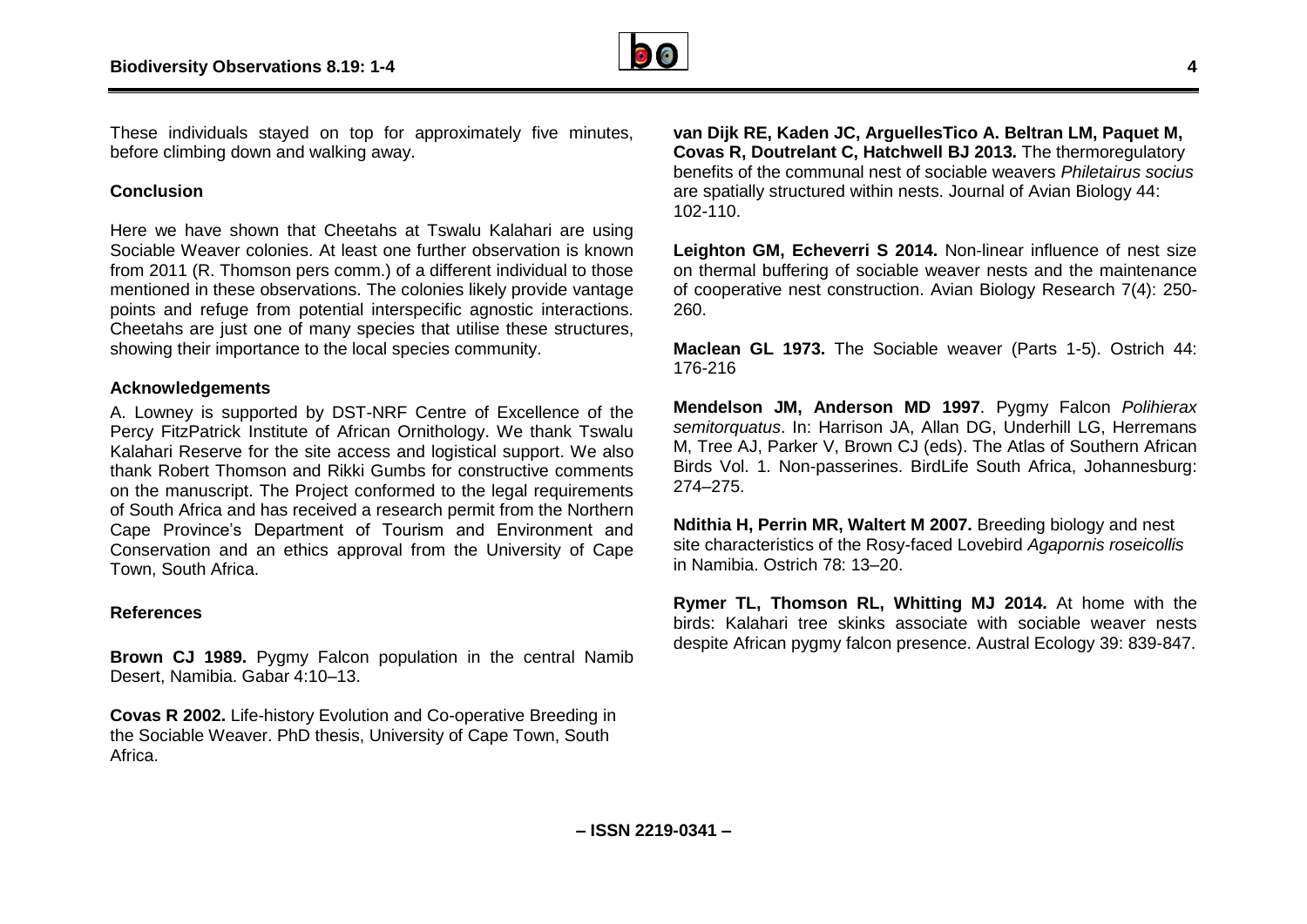These individuals stayed on top for approximately five minutes, before climbing down and walking away.

## Conclusion

Here we have shown that Cheetahs at Tswalu Kalahari are using Sociable Weaver colonies. At least one further observation is known from 2011 (R. Thomson pers comm.) of a different individual to those mentioned in these observations. The colonies likely provide vantage points and refuge from potential interspecific agnostic interactions. Cheetahs are just one of many species that utilise these structures, showing their importance to the local species community.

## Acknowledgements

A. Lowney is supported by DST-NRF Centre of Excellence of the Percy FitzPatrick Institute of African Ornithology. We thank Tswalu Kalahari Reserve for the site access and logistical support. We also thank Robert Thomson and Rikki Gumbs for constructive comments on the manuscript. The Project conformed to the legal requirements of South Africa and has received a research permit from the Northern Cape Province's Department of Tourism and Environment and Conservation and an ethics approval from the University of Cape Town, South Africa.

## References

**Brown CJ 1989.** Pygmy Falcon population in the central Namib Desert, Namibia. Gabar 4:10–13.

**Covas R 2002.** Life-history Evolution and Co-operative Breeding in the Sociable Weaver. PhD thesis, University of Cape Town, South Africa.

**van Dijk RE, Kaden JC, ArguellesTico A. Beltran LM, Paquet M, Covas R, Doutrelant C, Hatchwell BJ 2013.** The thermoregulatory benefits of the communal nest of sociable weavers *Philetairus socius* are spatially structured within nests. Journal of Avian Biology 44: 102-110.

**Leighton GM, Echeverri S 2014.** Non-linear influence of nest size on thermal buffering of sociable weaver nests and the maintenance of cooperative nest construction. Avian Biology Research 7(4): 250-260.

**Maclean GL 1973.** The Sociable weaver (Parts 1-5). Ostrich 44: 176-216

**Mendelson JM, Anderson MD 1997**. Pygmy Falcon *Polihierax semitorquatus*. In: Harrison JA, Allan DG, Underhill LG, Herremans M, Tree AJ, Parker V, Brown CJ (eds). The Atlas of Southern African Birds Vol. 1. Non-passerines. BirdLife South Africa, Johannesburg: 274–275.

**Ndithia H, Perrin MR, Waltert M 2007.** Breeding biology and nest site characteristics of the Rosy-faced Lovebird *Agapornis roseicollis* in Namibia. Ostrich 78: 13–20.

**Rymer TL, Thomson RL, Whitting MJ 2014.** At home with the birds: Kalahari tree skinks associate with sociable weaver nests despite African pygmy falcon presence. Austral Ecology 39: 839-847.

– ISSN 2219-0341 –